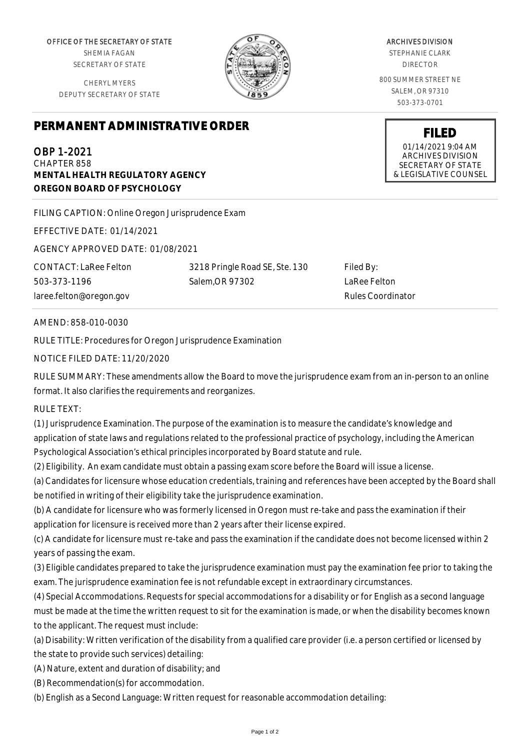OFFICE OF THE SECRETARY OF STATE
SHEMIA FAGAN
SECRETARY OF STATE

CHERYL MYERS
DEPUTY SECRETARY OF STATE

ARCHIVES DIVISION
STEPHANIE CLARK
DIRECTOR

800 SUMMER STREET NE
SALEM, OR 97310
503-373-0701

**FILED**
01/14/2021 9:04 AM
ARCHIVES DIVISION
SECRETARY OF STATE
& LEGISLATIVE COUNSEL

# PERMANENT ADMINISTRATIVE ORDER

OBP 1-2021
CHAPTER 858
**MENTAL HEALTH REGULATORY AGENCY**
**OREGON BOARD OF PSYCHOLOGY**

FILING CAPTION: Online Oregon Jurisprudence Exam

EFFECTIVE DATE: 01/14/2021

AGENCY APPROVED DATE: 01/08/2021

CONTACT: LaRee Felton
503-373-1196
laree.felton@oregon.gov

3218 Pringle Road SE, Ste. 130
Salem,OR 97302

Filed By:
LaRee Felton
Rules Coordinator

AMEND: 858-010-0030

RULE TITLE: Procedures for Oregon Jurisprudence Examination

NOTICE FILED DATE: 11/20/2020

RULE SUMMARY: These amendments allow the Board to move the jurisprudence exam from an in-person to an online format. It also clarifies the requirements and reorganizes.

RULE TEXT:

(1) Jurisprudence Examination. The purpose of the examination is to measure the candidate's knowledge and application of state laws and regulations related to the professional practice of psychology, including the American Psychological Association's ethical principles incorporated by Board statute and rule.

(2) Eligibility. An exam candidate must obtain a passing exam score before the Board will issue a license.

(a) Candidates for licensure whose education credentials, training and references have been accepted by the Board shall be notified in writing of their eligibility take the jurisprudence examination.

(b) A candidate for licensure who was formerly licensed in Oregon must re-take and pass the examination if their application for licensure is received more than 2 years after their license expired.

(c) A candidate for licensure must re-take and pass the examination if the candidate does not become licensed within 2 years of passing the exam.

(3) Eligible candidates prepared to take the jurisprudence examination must pay the examination fee prior to taking the exam. The jurisprudence examination fee is not refundable except in extraordinary circumstances.

(4) Special Accommodations. Requests for special accommodations for a disability or for English as a second language must be made at the time the written request to sit for the examination is made, or when the disability becomes known to the applicant. The request must include:

(a) Disability: Written verification of the disability from a qualified care provider (i.e. a person certified or licensed by the state to provide such services) detailing:

(A) Nature, extent and duration of disability; and

(B) Recommendation(s) for accommodation.

(b) English as a Second Language: Written request for reasonable accommodation detailing: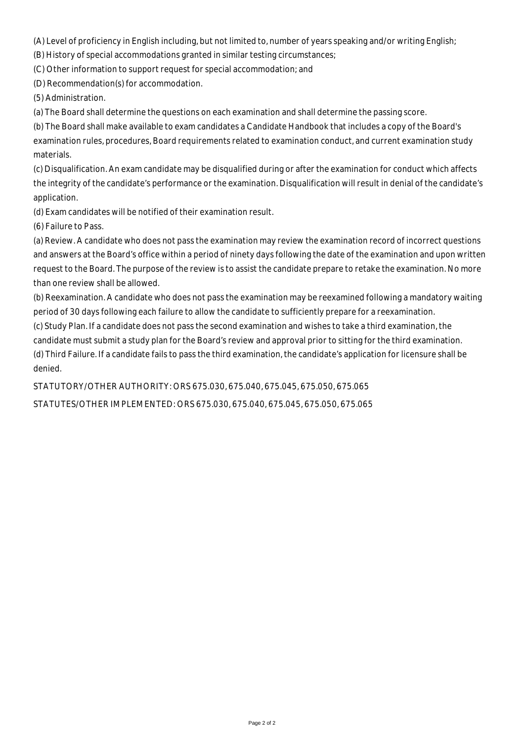(A) Level of proficiency in English including, but not limited to, number of years speaking and/or writing English;

(B) History of special accommodations granted in similar testing circumstances;

(C) Other information to support request for special accommodation; and

(D) Recommendation(s) for accommodation.

(5) Administration.

(a) The Board shall determine the questions on each examination and shall determine the passing score.

(b) The Board shall make available to exam candidates a Candidate Handbook that includes a copy of the Board's examination rules, procedures, Board requirements related to examination conduct, and current examination study materials.

(c) Disqualification. An exam candidate may be disqualified during or after the examination for conduct which affects the integrity of the candidate's performance or the examination. Disqualification will result in denial of the candidate's application.

(d) Exam candidates will be notified of their examination result.

(6) Failure to Pass.

(a) Review. A candidate who does not pass the examination may review the examination record of incorrect questions and answers at the Board's office within a period of ninety days following the date of the examination and upon written request to the Board. The purpose of the review is to assist the candidate prepare to retake the examination. No more than one review shall be allowed.

(b) Reexamination. A candidate who does not pass the examination may be reexamined following a mandatory waiting period of 30 days following each failure to allow the candidate to sufficiently prepare for a reexamination.

(c) Study Plan. If a candidate does not pass the second examination and wishes to take a third examination, the candidate must submit a study plan for the Board's review and approval prior to sitting for the third examination.

(d) Third Failure. If a candidate fails to pass the third examination, the candidate's application for licensure shall be denied.

STATUTORY/OTHER AUTHORITY: ORS 675.030, 675.040, 675.045, 675.050, 675.065

STATUTES/OTHER IMPLEMENTED: ORS 675.030, 675.040, 675.045, 675.050, 675.065